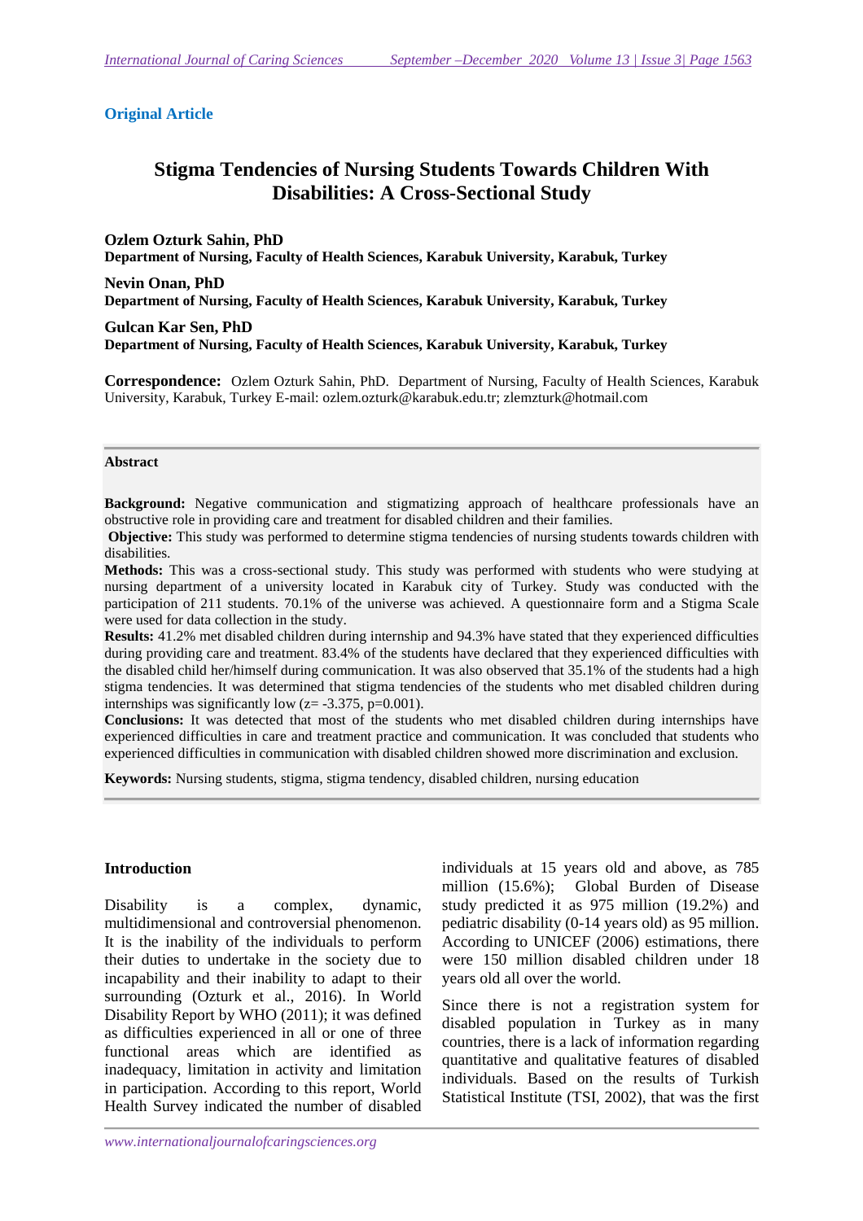**Original Article**

# Stigma Tendencies of Nursing Students Towards Children With Disabilities: A Cross-Sectional Study

**Ozlem Ozturk Sahin, PhD**
**Department of Nursing, Faculty of Health Sciences, Karabuk University, Karabuk, Turkey**

**Nevin Onan, PhD**
**Department of Nursing, Faculty of Health Sciences, Karabuk University, Karabuk, Turkey**

**Gulcan Kar Sen, PhD**
**Department of Nursing, Faculty of Health Sciences, Karabuk University, Karabuk, Turkey**

**Correspondence:** Ozlem Ozturk Sahin, PhD. Department of Nursing, Faculty of Health Sciences, Karabuk University, Karabuk, Turkey E-mail: ozlem.ozturk@karabuk.edu.tr; zlemzturk@hotmail.com

## Abstract

**Background:** Negative communication and stigmatizing approach of healthcare professionals have an obstructive role in providing care and treatment for disabled children and their families.

**Objective:** This study was performed to determine stigma tendencies of nursing students towards children with disabilities.

**Methods:** This was a cross-sectional study. This study was performed with students who were studying at nursing department of a university located in Karabuk city of Turkey. Study was conducted with the participation of 211 students. 70.1% of the universe was achieved. A questionnaire form and a Stigma Scale were used for data collection in the study.

**Results:** 41.2% met disabled children during internship and 94.3% have stated that they experienced difficulties during providing care and treatment. 83.4% of the students have declared that they experienced difficulties with the disabled child her/himself during communication. It was also observed that 35.1% of the students had a high stigma tendencies. It was determined that stigma tendencies of the students who met disabled children during internships was significantly low ($z = -3.375$, $p=0.001$).

**Conclusions:** It was detected that most of the students who met disabled children during internships have experienced difficulties in care and treatment practice and communication. It was concluded that students who experienced difficulties in communication with disabled children showed more discrimination and exclusion.

**Keywords:** Nursing students, stigma, stigma tendency, disabled children, nursing education

## Introduction

Disability is a complex, dynamic, multidimensional and controversial phenomenon. It is the inability of the individuals to perform their duties to undertake in the society due to incapability and their inability to adapt to their surrounding (Ozturk et al., 2016). In World Disability Report by WHO (2011); it was defined as difficulties experienced in all or one of three functional areas which are identified as inadequacy, limitation in activity and limitation in participation. According to this report, World Health Survey indicated the number of disabled individuals at 15 years old and above, as 785 million (15.6%); Global Burden of Disease study predicted it as 975 million (19.2%) and pediatric disability (0-14 years old) as 95 million. According to UNICEF (2006) estimations, there were 150 million disabled children under 18 years old all over the world.

Since there is not a registration system for disabled population in Turkey as in many countries, there is a lack of information regarding quantitative and qualitative features of disabled individuals. Based on the results of Turkish Statistical Institute (TSI, 2002), that was the first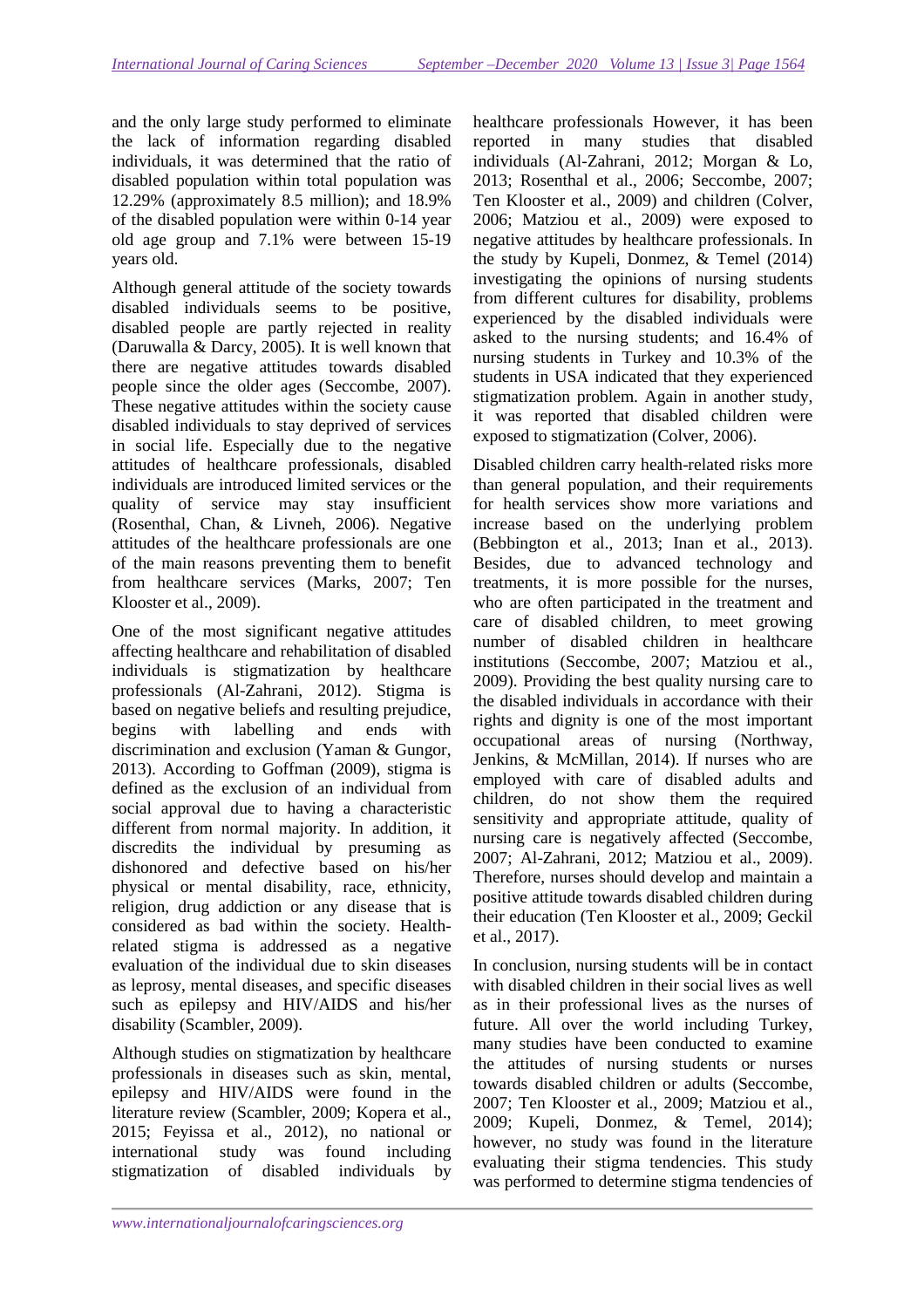and the only large study performed to eliminate the lack of information regarding disabled individuals, it was determined that the ratio of disabled population within total population was 12.29% (approximately 8.5 million); and 18.9% of the disabled population were within 0-14 year old age group and 7.1% were between 15-19 years old.

Although general attitude of the society towards disabled individuals seems to be positive, disabled people are partly rejected in reality (Daruwalla & Darcy, 2005). It is well known that there are negative attitudes towards disabled people since the older ages (Seccombe, 2007). These negative attitudes within the society cause disabled individuals to stay deprived of services in social life. Especially due to the negative attitudes of healthcare professionals, disabled individuals are introduced limited services or the quality of service may stay insufficient (Rosenthal, Chan, & Livneh, 2006). Negative attitudes of the healthcare professionals are one of the main reasons preventing them to benefit from healthcare services (Marks, 2007; Ten Klooster et al., 2009).

One of the most significant negative attitudes affecting healthcare and rehabilitation of disabled individuals is stigmatization by healthcare professionals (Al-Zahrani, 2012). Stigma is based on negative beliefs and resulting prejudice, begins with labelling and ends with discrimination and exclusion (Yaman & Gungor, 2013). According to Goffman (2009), stigma is defined as the exclusion of an individual from social approval due to having a characteristic different from normal majority. In addition, it discredits the individual by presuming as dishonored and defective based on his/her physical or mental disability, race, ethnicity, religion, drug addiction or any disease that is considered as bad within the society. Health-related stigma is addressed as a negative evaluation of the individual due to skin diseases as leprosy, mental diseases, and specific diseases such as epilepsy and HIV/AIDS and his/her disability (Scambler, 2009).

Although studies on stigmatization by healthcare professionals in diseases such as skin, mental, epilepsy and HIV/AIDS were found in the literature review (Scambler, 2009; Kopera et al., 2015; Feyissa et al., 2012), no national or international study was found including stigmatization of disabled individuals by healthcare professionals However, it has been reported in many studies that disabled individuals (Al-Zahrani, 2012; Morgan & Lo, 2013; Rosenthal et al., 2006; Seccombe, 2007; Ten Klooster et al., 2009) and children (Colver, 2006; Matziou et al., 2009) were exposed to negative attitudes by healthcare professionals. In the study by Kupeli, Donmez, & Temel (2014) investigating the opinions of nursing students from different cultures for disability, problems experienced by the disabled individuals were asked to the nursing students; and 16.4% of nursing students in Turkey and 10.3% of the students in USA indicated that they experienced stigmatization problem. Again in another study, it was reported that disabled children were exposed to stigmatization (Colver, 2006).

Disabled children carry health-related risks more than general population, and their requirements for health services show more variations and increase based on the underlying problem (Bebbington et al., 2013; Inan et al., 2013). Besides, due to advanced technology and treatments, it is more possible for the nurses, who are often participated in the treatment and care of disabled children, to meet growing number of disabled children in healthcare institutions (Seccombe, 2007; Matziou et al., 2009). Providing the best quality nursing care to the disabled individuals in accordance with their rights and dignity is one of the most important occupational areas of nursing (Northway, Jenkins, & McMillan, 2014). If nurses who are employed with care of disabled adults and children, do not show them the required sensitivity and appropriate attitude, quality of nursing care is negatively affected (Seccombe, 2007; Al-Zahrani, 2012; Matziou et al., 2009). Therefore, nurses should develop and maintain a positive attitude towards disabled children during their education (Ten Klooster et al., 2009; Geckil et al., 2017).

In conclusion, nursing students will be in contact with disabled children in their social lives as well as in their professional lives as the nurses of future. All over the world including Turkey, many studies have been conducted to examine the attitudes of nursing students or nurses towards disabled children or adults (Seccombe, 2007; Ten Klooster et al., 2009; Matziou et al., 2009; Kupeli, Donmez, & Temel, 2014); however, no study was found in the literature evaluating their stigma tendencies. This study was performed to determine stigma tendencies of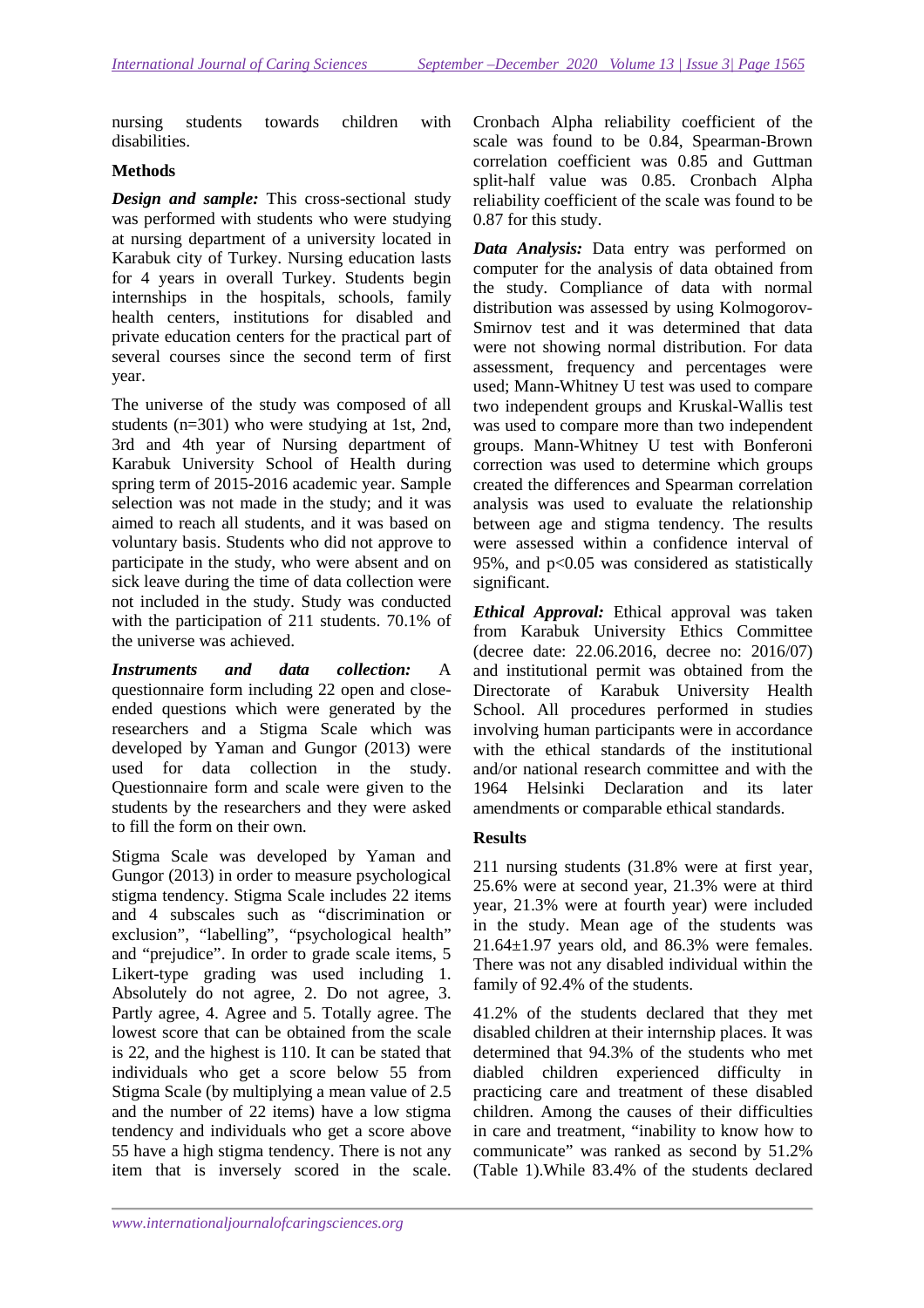nursing students towards children with disabilities.

## Methods

***Design and sample:*** This cross-sectional study was performed with students who were studying at nursing department of a university located in Karabuk city of Turkey. Nursing education lasts for 4 years in overall Turkey. Students begin internships in the hospitals, schools, family health centers, institutions for disabled and private education centers for the practical part of several courses since the second term of first year.

The universe of the study was composed of all students (n=301) who were studying at 1st, 2nd, 3rd and 4th year of Nursing department of Karabuk University School of Health during spring term of 2015-2016 academic year. Sample selection was not made in the study; and it was aimed to reach all students, and it was based on voluntary basis. Students who did not approve to participate in the study, who were absent and on sick leave during the time of data collection were not included in the study. Study was conducted with the participation of 211 students. 70.1% of the universe was achieved.

***Instruments and data collection:*** A questionnaire form including 22 open and close-ended questions which were generated by the researchers and a Stigma Scale which was developed by Yaman and Gungor (2013) were used for data collection in the study. Questionnaire form and scale were given to the students by the researchers and they were asked to fill the form on their own.

Stigma Scale was developed by Yaman and Gungor (2013) in order to measure psychological stigma tendency. Stigma Scale includes 22 items and 4 subscales such as "discrimination or exclusion", "labelling", "psychological health" and "prejudice". In order to grade scale items, 5 Likert-type grading was used including 1. Absolutely do not agree, 2. Do not agree, 3. Partly agree, 4. Agree and 5. Totally agree. The lowest score that can be obtained from the scale is 22, and the highest is 110. It can be stated that individuals who get a score below 55 from Stigma Scale (by multiplying a mean value of 2.5 and the number of 22 items) have a low stigma tendency and individuals who get a score above 55 have a high stigma tendency. There is not any item that is inversely scored in the scale. Cronbach Alpha reliability coefficient of the scale was found to be 0.84, Spearman-Brown correlation coefficient was 0.85 and Guttman split-half value was 0.85. Cronbach Alpha reliability coefficient of the scale was found to be 0.87 for this study.

***Data Analysis:*** Data entry was performed on computer for the analysis of data obtained from the study. Compliance of data with normal distribution was assessed by using Kolmogorov-Smirnov test and it was determined that data were not showing normal distribution. For data assessment, frequency and percentages were used; Mann-Whitney U test was used to compare two independent groups and Kruskal-Wallis test was used to compare more than two independent groups. Mann-Whitney U test with Bonferoni correction was used to determine which groups created the differences and Spearman correlation analysis was used to evaluate the relationship between age and stigma tendency. The results were assessed within a confidence interval of 95%, and $p<0.05$ was considered as statistically significant.

***Ethical Approval:*** Ethical approval was taken from Karabuk University Ethics Committee (decree date: 22.06.2016, decree no: 2016/07) and institutional permit was obtained from the Directorate of Karabuk University Health School. All procedures performed in studies involving human participants were in accordance with the ethical standards of the institutional and/or national research committee and with the 1964 Helsinki Declaration and its later amendments or comparable ethical standards.

## Results

211 nursing students (31.8% were at first year, 25.6% were at second year, 21.3% were at third year, 21.3% were at fourth year) were included in the study. Mean age of the students was 21.64±1.97 years old, and 86.3% were females. There was not any disabled individual within the family of 92.4% of the students.

41.2% of the students declared that they met disabled children at their internship places. It was determined that 94.3% of the students who met diabled children experienced difficulty in practicing care and treatment of these disabled children. Among the causes of their difficulties in care and treatment, "inability to know how to communicate" was ranked as second by 51.2% (Table 1).While 83.4% of the students declared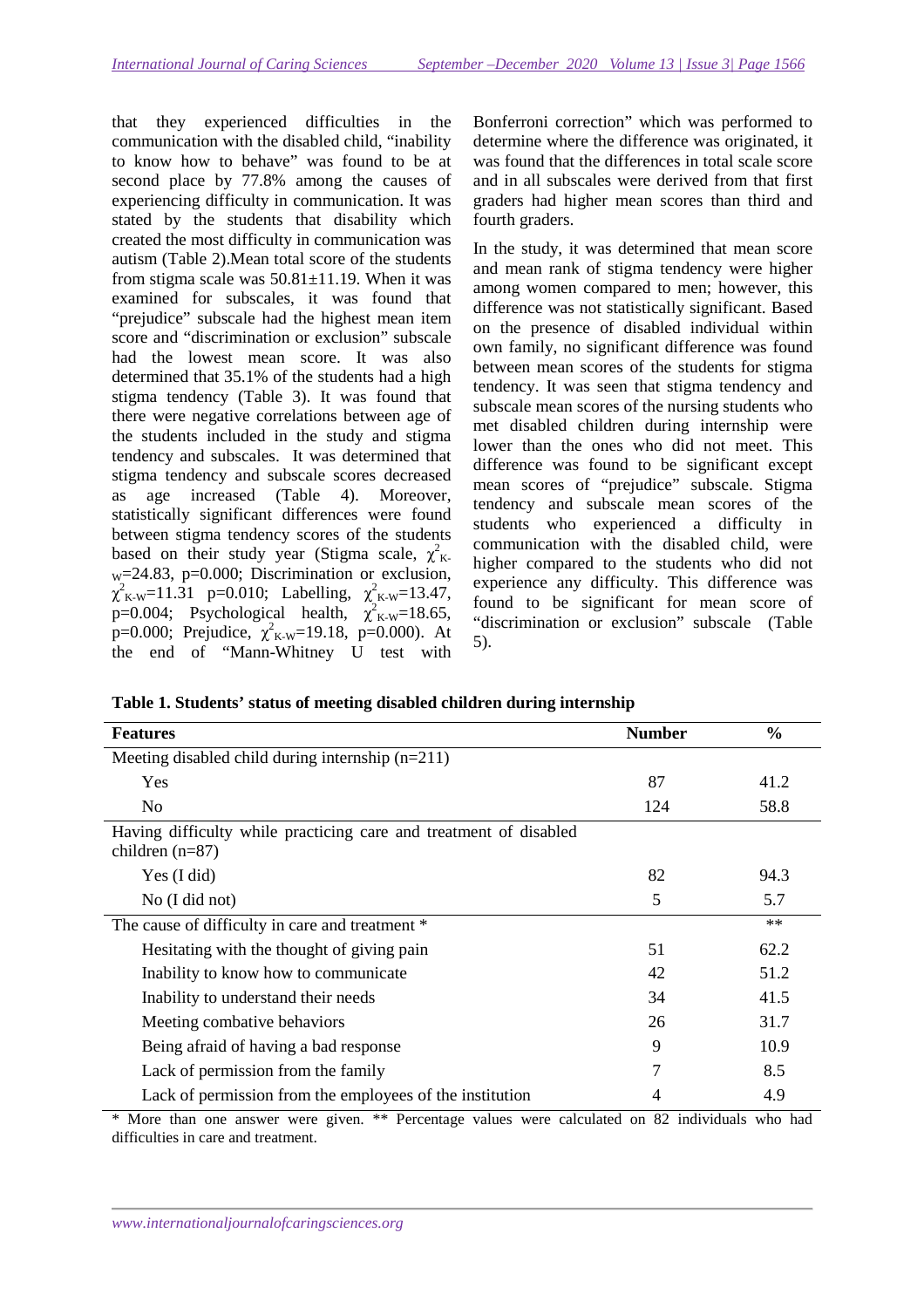that they experienced difficulties in the communication with the disabled child, "inability to know how to behave" was found to be at second place by 77.8% among the causes of experiencing difficulty in communication. It was stated by the students that disability which created the most difficulty in communication was autism (Table 2).Mean total score of the students from stigma scale was 50.81±11.19. When it was examined for subscales, it was found that "prejudice" subscale had the highest mean item score and "discrimination or exclusion" subscale had the lowest mean score. It was also determined that 35.1% of the students had a high stigma tendency (Table 3). It was found that there were negative correlations between age of the students included in the study and stigma tendency and subscales. It was determined that stigma tendency and subscale scores decreased as age increased (Table 4). Moreover, statistically significant differences were found between stigma tendency scores of the students based on their study year (Stigma scale, $\chi^2_{K-W}$=24.83, p=0.000; Discrimination or exclusion, $\chi^2_{K-W}$=11.31 p=0.010; Labelling, $\chi^2_{K-W}$=13.47, p=0.004; Psychological health, $\chi^2_{K-W}$=18.65, p=0.000; Prejudice, $\chi^2_{K-W}$=19.18, p=0.000). At the end of "Mann-Whitney U test with Bonferroni correction" which was performed to determine where the difference was originated, it was found that the differences in total scale score and in all subscales were derived from that first graders had higher mean scores than third and fourth graders.

In the study, it was determined that mean score and mean rank of stigma tendency were higher among women compared to men; however, this difference was not statistically significant. Based on the presence of disabled individual within own family, no significant difference was found between mean scores of the students for stigma tendency. It was seen that stigma tendency and subscale mean scores of the nursing students who met disabled children during internship were lower than the ones who did not meet. This difference was found to be significant except mean scores of "prejudice" subscale. Stigma tendency and subscale mean scores of the students who experienced a difficulty in communication with the disabled child, were higher compared to the students who did not experience any difficulty. This difference was found to be significant for mean score of "discrimination or exclusion" subscale (Table 5).

**Table 1. Students' status of meeting disabled children during internship**

| Features | Number | % |
|---|---|---|
| Meeting disabled child during internship (n=211) | | |
| Yes | 87 | 41.2 |
| No | 124 | 58.8 |
| Having difficulty while practicing care and treatment of disabled children (n=87) | | |
| Yes (I did) | 82 | 94.3 |
| No (I did not) | 5 | 5.7 |
| The cause of difficulty in care and treatment * | | ** |
| Hesitating with the thought of giving pain | 51 | 62.2 |
| Inability to know how to communicate | 42 | 51.2 |
| Inability to understand their needs | 34 | 41.5 |
| Meeting combative behaviors | 26 | 31.7 |
| Being afraid of having a bad response | 9 | 10.9 |
| Lack of permission from the family | 7 | 8.5 |
| Lack of permission from the employees of the institution | 4 | 4.9 |

* More than one answer were given. ** Percentage values were calculated on 82 individuals who had difficulties in care and treatment.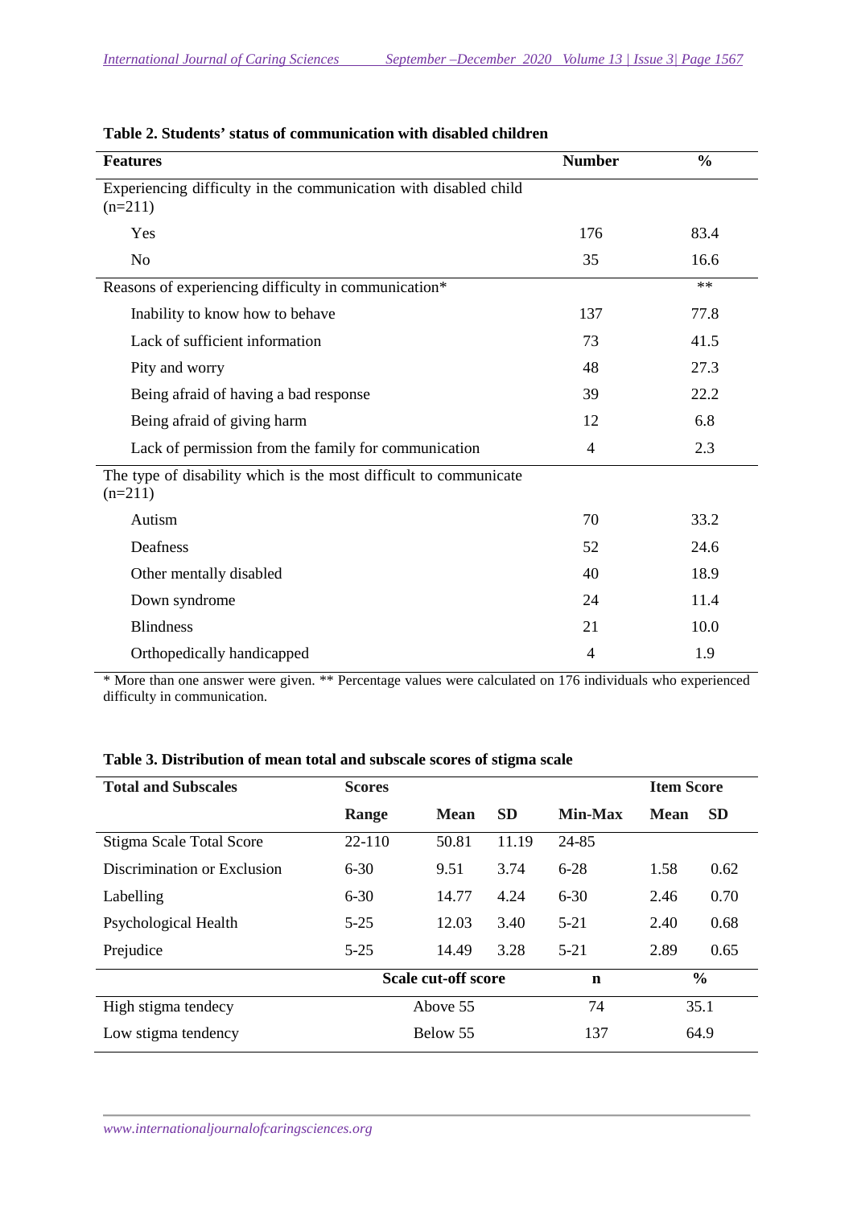**Table 2. Students' status of communication with disabled children**

| Features | Number | % |
|---|---|---|
| Experiencing difficulty in the communication with disabled child (n=211) | | |
| Yes | 176 | 83.4 |
| No | 35 | 16.6 |
| Reasons of experiencing difficulty in communication* | | ** |
| Inability to know how to behave | 137 | 77.8 |
| Lack of sufficient information | 73 | 41.5 |
| Pity and worry | 48 | 27.3 |
| Being afraid of having a bad response | 39 | 22.2 |
| Being afraid of giving harm | 12 | 6.8 |
| Lack of permission from the family for communication | 4 | 2.3 |
| The type of disability which is the most difficult to communicate (n=211) | | |
| Autism | 70 | 33.2 |
| Deafness | 52 | 24.6 |
| Other mentally disabled | 40 | 18.9 |
| Down syndrome | 24 | 11.4 |
| Blindness | 21 | 10.0 |
| Orthopedically handicapped | 4 | 1.9 |

* More than one answer were given. ** Percentage values were calculated on 176 individuals who experienced difficulty in communication.

**Table 3. Distribution of mean total and subscale scores of stigma scale**

| Total and Subscales | Scores | | | | Item Score | |
|---|---|---|---|---|---|---|
| | Range | Mean | SD | Min-Max | Mean | SD |
| Stigma Scale Total Score | 22-110 | 50.81 | 11.19 | 24-85 | | |
| Discrimination or Exclusion | 6-30 | 9.51 | 3.74 | 6-28 | 1.58 | 0.62 |
| Labelling | 6-30 | 14.77 | 4.24 | 6-30 | 2.46 | 0.70 |
| Psychological Health | 5-25 | 12.03 | 3.40 | 5-21 | 2.40 | 0.68 |
| Prejudice | 5-25 | 14.49 | 3.28 | 5-21 | 2.89 | 0.65 |
| | Scale cut-off score | | | n | % | |
| High stigma tendecy | Above 55 | | | 74 | 35.1 | |
| Low stigma tendency | Below 55 | | | 137 | 64.9 | |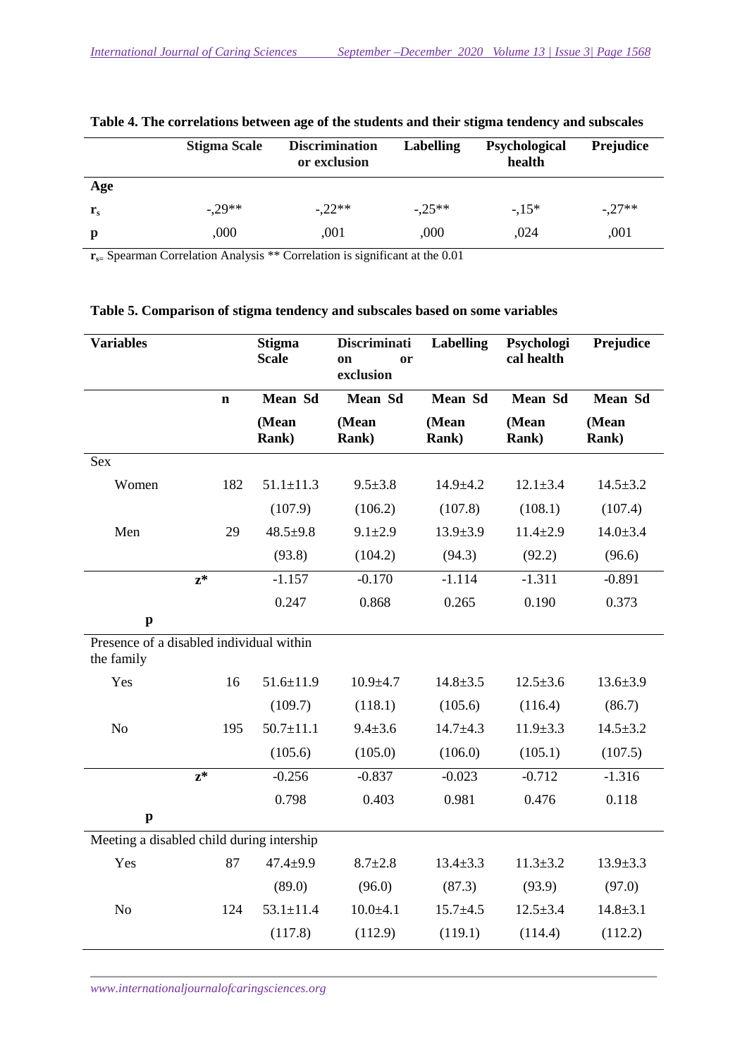**Table 4. The correlations between age of the students and their stigma tendency and subscales**

| | Stigma Scale | Discrimination or exclusion | Labelling | Psychological health | Prejudice |
|---|---|---|---|---|---|
| **Age** | | | | | |
| $r_s$ | -,29** | -,22** | -,25** | -,15* | -,27** |
| **p** | ,000 | ,001 | ,000 | ,024 | ,001 |

$r_s$= Spearman Correlation Analysis ** Correlation is significant at the 0.01

**Table 5. Comparison of stigma tendency and subscales based on some variables**

| Variables | n | Stigma Scale | Discrimination or exclusion | Labelling | Psychological health | Prejudice |
|---|---|---|---|---|---|---|
| | **n** | **Mean Sd (Mean Rank)** | **Mean Sd (Mean Rank)** | **Mean Sd (Mean Rank)** | **Mean Sd (Mean Rank)** | **Mean Sd (Mean Rank)** |
| Sex | | | | | | |
| Women | 182 | 51.1±11.3 | 9.5±3.8 | 14.9±4.2 | 12.1±3.4 | 14.5±3.2 |
| | | (107.9) | (106.2) | (107.8) | (108.1) | (107.4) |
| Men | 29 | 48.5±9.8 | 9.1±2.9 | 13.9±3.9 | 11.4±2.9 | 14.0±3.4 |
| | | (93.8) | (104.2) | (94.3) | (92.2) | (96.6) |
| z* | | -1.157 | -0.170 | -1.114 | -1.311 | -0.891 |
| p | | 0.247 | 0.868 | 0.265 | 0.190 | 0.373 |
| Presence of a disabled individual within the family | | | | | | |
| Yes | 16 | 51.6±11.9 | 10.9±4.7 | 14.8±3.5 | 12.5±3.6 | 13.6±3.9 |
| | | (109.7) | (118.1) | (105.6) | (116.4) | (86.7) |
| No | 195 | 50.7±11.1 | 9.4±3.6 | 14.7±4.3 | 11.9±3.3 | 14.5±3.2 |
| | | (105.6) | (105.0) | (106.0) | (105.1) | (107.5) |
| z* | | -0.256 | -0.837 | -0.023 | -0.712 | -1.316 |
| p | | 0.798 | 0.403 | 0.981 | 0.476 | 0.118 |
| Meeting a disabled child during intership | | | | | | |
| Yes | 87 | 47.4±9.9 | 8.7±2.8 | 13.4±3.3 | 11.3±3.2 | 13.9±3.3 |
| | | (89.0) | (96.0) | (87.3) | (93.9) | (97.0) |
| No | 124 | 53.1±11.4 | 10.0±4.1 | 15.7±4.5 | 12.5±3.4 | 14.8±3.1 |
| | | (117.8) | (112.9) | (119.1) | (114.4) | (112.2) |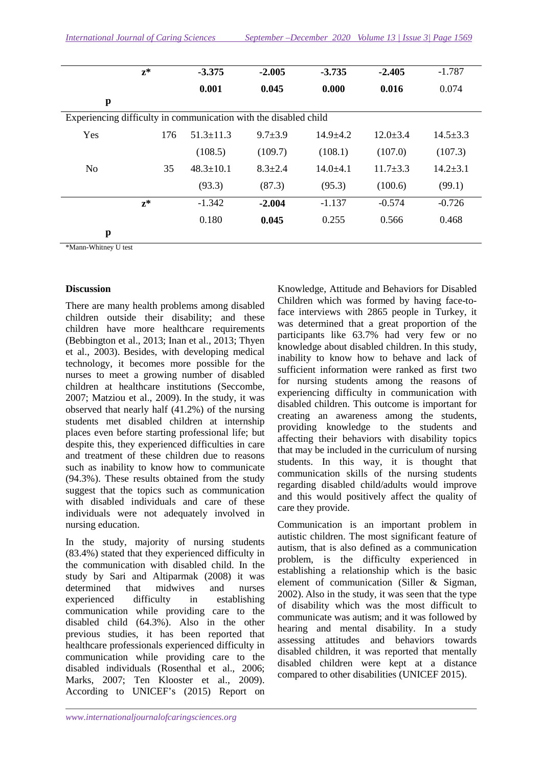| | | | | | | |
|---|---|---|---|---|---|---|
| z* | | **-3.375** | **-2.005** | **-3.735** | **-2.405** | -1.787 |
| p | | **0.001** | **0.045** | **0.000** | **0.016** | 0.074 |
| Experiencing difficulty in communication with the disabled child | | | | | | |
| Yes | 176 | 51.3±11.3 (108.5) | 9.7±3.9 (109.7) | 14.9±4.2 (108.1) | 12.0±3.4 (107.0) | 14.5±3.3 (107.3) |
| No | 35 | 48.3±10.1 (93.3) | 8.3±2.4 (87.3) | 14.0±4.1 (95.3) | 11.7±3.3 (100.6) | 14.2±3.1 (99.1) |
| z* | | -1.342 | **-2.004** | -1.137 | -0.574 | -0.726 |
| p | | 0.180 | **0.045** | 0.255 | 0.566 | 0.468 |

*Mann-Whitney U test

## Discussion

There are many health problems among disabled children outside their disability; and these children have more healthcare requirements (Bebbington et al., 2013; Inan et al., 2013; Thyen et al., 2003). Besides, with developing medical technology, it becomes more possible for the nurses to meet a growing number of disabled children at healthcare institutions (Seccombe, 2007; Matziou et al., 2009). In the study, it was observed that nearly half (41.2%) of the nursing students met disabled children at internship places even before starting professional life; but despite this, they experienced difficulties in care and treatment of these children due to reasons such as inability to know how to communicate (94.3%). These results obtained from the study suggest that the topics such as communication with disabled individuals and care of these individuals were not adequately involved in nursing education.

In the study, majority of nursing students (83.4%) stated that they experienced difficulty in the communication with disabled child. In the study by Sari and Altiparmak (2008) it was determined that midwives and nurses experienced difficulty in establishing communication while providing care to the disabled child (64.3%). Also in the other previous studies, it has been reported that healthcare professionals experienced difficulty in communication while providing care to the disabled individuals (Rosenthal et al., 2006; Marks, 2007; Ten Klooster et al., 2009). According to UNICEF's (2015) Report on Knowledge, Attitude and Behaviors for Disabled Children which was formed by having face-to-face interviews with 2865 people in Turkey, it was determined that a great proportion of the participants like 63.7% had very few or no knowledge about disabled children. In this study, inability to know how to behave and lack of sufficient information were ranked as first two for nursing students among the reasons of experiencing difficulty in communication with disabled children. This outcome is important for creating an awareness among the students, providing knowledge to the students and affecting their behaviors with disability topics that may be included in the curriculum of nursing students. In this way, it is thought that communication skills of the nursing students regarding disabled child/adults would improve and this would positively affect the quality of care they provide.

Communication is an important problem in autistic children. The most significant feature of autism, that is also defined as a communication problem, is the difficulty experienced in establishing a relationship which is the basic element of communication (Siller & Sigman, 2002). Also in the study, it was seen that the type of disability which was the most difficult to communicate was autism; and it was followed by hearing and mental disability. In a study assessing attitudes and behaviors towards disabled children, it was reported that mentally disabled children were kept at a distance compared to other disabilities (UNICEF 2015).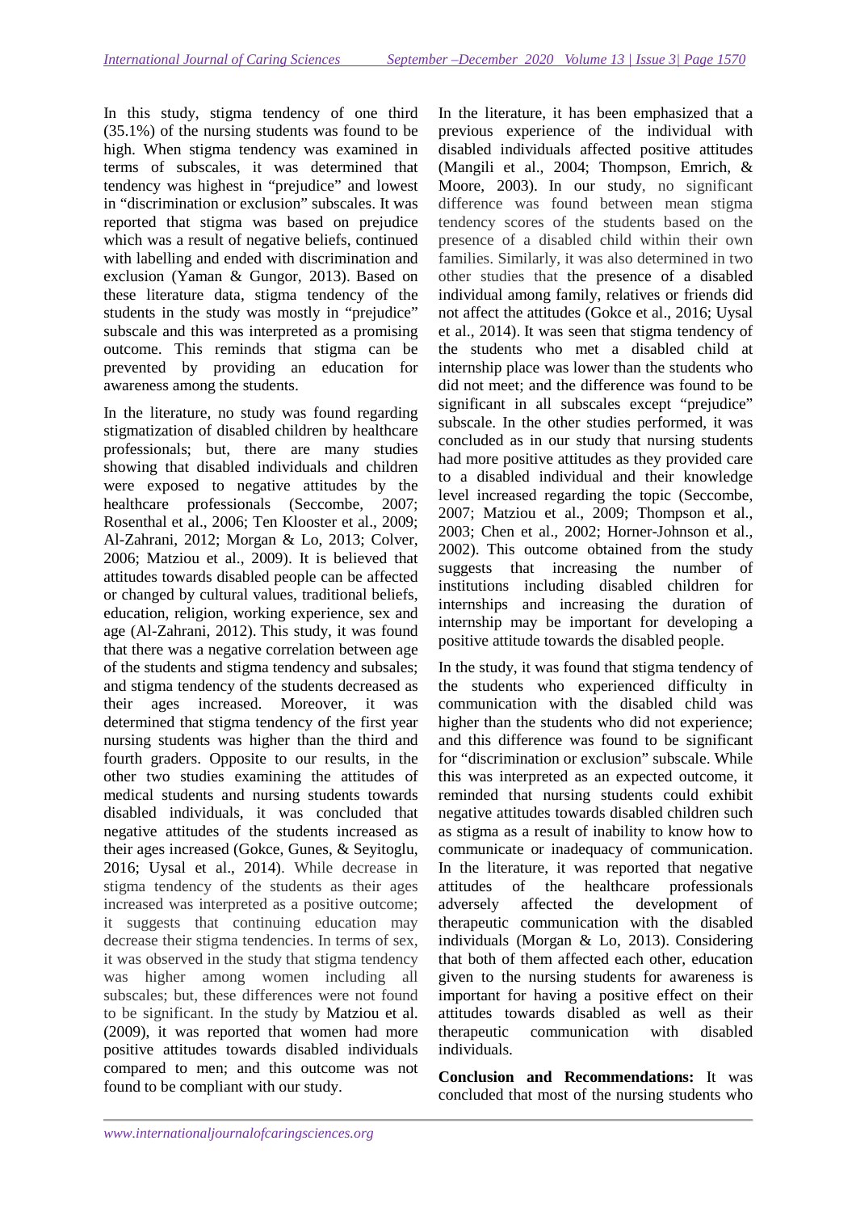In this study, stigma tendency of one third (35.1%) of the nursing students was found to be high. When stigma tendency was examined in terms of subscales, it was determined that tendency was highest in "prejudice" and lowest in "discrimination or exclusion" subscales. It was reported that stigma was based on prejudice which was a result of negative beliefs, continued with labelling and ended with discrimination and exclusion (Yaman & Gungor, 2013). Based on these literature data, stigma tendency of the students in the study was mostly in "prejudice" subscale and this was interpreted as a promising outcome. This reminds that stigma can be prevented by providing an education for awareness among the students.

In the literature, no study was found regarding stigmatization of disabled children by healthcare professionals; but, there are many studies showing that disabled individuals and children were exposed to negative attitudes by the healthcare professionals (Seccombe, 2007; Rosenthal et al., 2006; Ten Klooster et al., 2009; Al-Zahrani, 2012; Morgan & Lo, 2013; Colver, 2006; Matziou et al., 2009). It is believed that attitudes towards disabled people can be affected or changed by cultural values, traditional beliefs, education, religion, working experience, sex and age (Al-Zahrani, 2012). This study, it was found that there was a negative correlation between age of the students and stigma tendency and subsales; and stigma tendency of the students decreased as their ages increased. Moreover, it was determined that stigma tendency of the first year nursing students was higher than the third and fourth graders. Opposite to our results, in the other two studies examining the attitudes of medical students and nursing students towards disabled individuals, it was concluded that negative attitudes of the students increased as their ages increased (Gokce, Gunes, & Seyitoglu, 2016; Uysal et al., 2014). While decrease in stigma tendency of the students as their ages increased was interpreted as a positive outcome; it suggests that continuing education may decrease their stigma tendencies. In terms of sex, it was observed in the study that stigma tendency was higher among women including all subscales; but, these differences were not found to be significant. In the study by Matziou et al. (2009), it was reported that women had more positive attitudes towards disabled individuals compared to men; and this outcome was not found to be compliant with our study.

In the literature, it has been emphasized that a previous experience of the individual with disabled individuals affected positive attitudes (Mangili et al., 2004; Thompson, Emrich, & Moore, 2003). In our study, no significant difference was found between mean stigma tendency scores of the students based on the presence of a disabled child within their own families. Similarly, it was also determined in two other studies that the presence of a disabled individual among family, relatives or friends did not affect the attitudes (Gokce et al., 2016; Uysal et al., 2014). It was seen that stigma tendency of the students who met a disabled child at internship place was lower than the students who did not meet; and the difference was found to be significant in all subscales except "prejudice" subscale. In the other studies performed, it was concluded as in our study that nursing students had more positive attitudes as they provided care to a disabled individual and their knowledge level increased regarding the topic (Seccombe, 2007; Matziou et al., 2009; Thompson et al., 2003; Chen et al., 2002; Horner-Johnson et al., 2002). This outcome obtained from the study suggests that increasing the number of institutions including disabled children for internships and increasing the duration of internship may be important for developing a positive attitude towards the disabled people.

In the study, it was found that stigma tendency of the students who experienced difficulty in communication with the disabled child was higher than the students who did not experience; and this difference was found to be significant for "discrimination or exclusion" subscale. While this was interpreted as an expected outcome, it reminded that nursing students could exhibit negative attitudes towards disabled children such as stigma as a result of inability to know how to communicate or inadequacy of communication. In the literature, it was reported that negative attitudes of the healthcare professionals adversely affected the development of therapeutic communication with the disabled individuals (Morgan & Lo, 2013). Considering that both of them affected each other, education given to the nursing students for awareness is important for having a positive effect on their attitudes towards disabled as well as their therapeutic communication with disabled individuals.

**Conclusion and Recommendations:** It was concluded that most of the nursing students who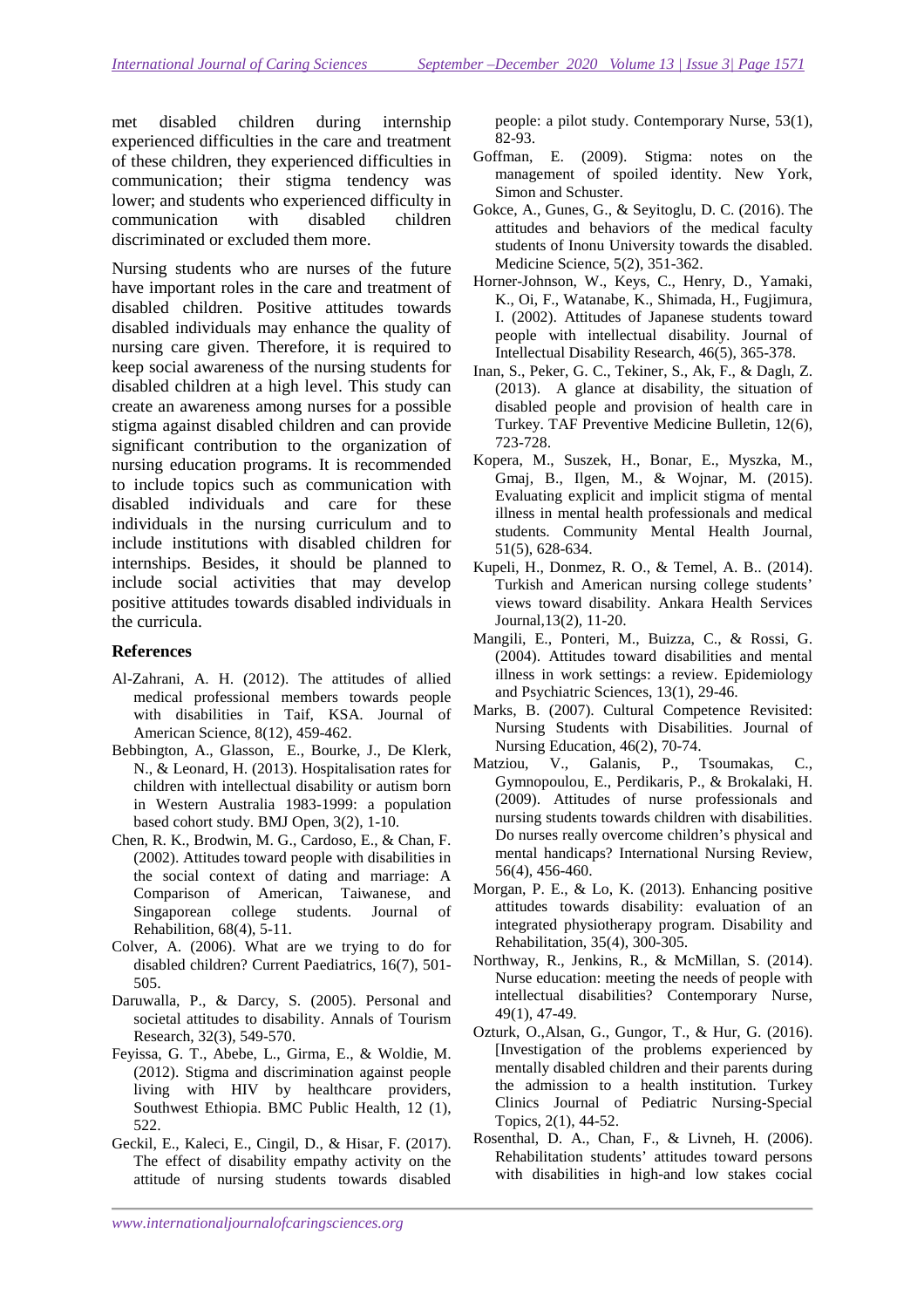met disabled children during internship experienced difficulties in the care and treatment of these children, they experienced difficulties in communication; their stigma tendency was lower; and students who experienced difficulty in communication with disabled children discriminated or excluded them more.

Nursing students who are nurses of the future have important roles in the care and treatment of disabled children. Positive attitudes towards disabled individuals may enhance the quality of nursing care given. Therefore, it is required to keep social awareness of the nursing students for disabled children at a high level. This study can create an awareness among nurses for a possible stigma against disabled children and can provide significant contribution to the organization of nursing education programs. It is recommended to include topics such as communication with disabled individuals and care for these individuals in the nursing curriculum and to include institutions with disabled children for internships. Besides, it should be planned to include social activities that may develop positive attitudes towards disabled individuals in the curricula.

## References

Al-Zahrani, A. H. (2012). The attitudes of allied medical professional members towards people with disabilities in Taif, KSA. Journal of American Science, 8(12), 459-462.

Bebbington, A., Glasson, E., Bourke, J., De Klerk, N., & Leonard, H. (2013). Hospitalisation rates for children with intellectual disability or autism born in Western Australia 1983-1999: a population based cohort study. BMJ Open, 3(2), 1-10.

Chen, R. K., Brodwin, M. G., Cardoso, E., & Chan, F. (2002). Attitudes toward people with disabilities in the social context of dating and marriage: A Comparison of American, Taiwanese, and Singaporean college students. Journal of Rehabilition, 68(4), 5-11.

Colver, A. (2006). What are we trying to do for disabled children? Current Paediatrics, 16(7), 501-505.

Daruwalla, P., & Darcy, S. (2005). Personal and societal attitudes to disability. Annals of Tourism Research, 32(3), 549-570.

Feyissa, G. T., Abebe, L., Girma, E., & Woldie, M. (2012). Stigma and discrimination against people living with HIV by healthcare providers, Southwest Ethiopia. BMC Public Health, 12 (1), 522.

Geckil, E., Kaleci, E., Cingil, D., & Hisar, F. (2017). The effect of disability empathy activity on the attitude of nursing students towards disabled people: a pilot study. Contemporary Nurse, 53(1), 82-93.

Goffman, E. (2009). Stigma: notes on the management of spoiled identity. New York, Simon and Schuster.

Gokce, A., Gunes, G., & Seyitoglu, D. C. (2016). The attitudes and behaviors of the medical faculty students of Inonu University towards the disabled. Medicine Science, 5(2), 351-362.

Horner-Johnson, W., Keys, C., Henry, D., Yamaki, K., Oi, F., Watanabe, K., Shimada, H., Fugjimura, I. (2002). Attitudes of Japanese students toward people with intellectual disability. Journal of Intellectual Disability Research, 46(5), 365-378.

Inan, S., Peker, G. C., Tekiner, S., Ak, F., & Daglı, Z. (2013). A glance at disability, the situation of disabled people and provision of health care in Turkey. TAF Preventive Medicine Bulletin, 12(6), 723-728.

Kopera, M., Suszek, H., Bonar, E., Myszka, M., Gmaj, B., Ilgen, M., & Wojnar, M. (2015). Evaluating explicit and implicit stigma of mental illness in mental health professionals and medical students. Community Mental Health Journal, 51(5), 628-634.

Kupeli, H., Donmez, R. O., & Temel, A. B.. (2014). Turkish and American nursing college students' views toward disability. Ankara Health Services Journal,13(2), 11-20.

Mangili, E., Ponteri, M., Buizza, C., & Rossi, G. (2004). Attitudes toward disabilities and mental illness in work settings: a review. Epidemiology and Psychiatric Sciences, 13(1), 29-46.

Marks, B. (2007). Cultural Competence Revisited: Nursing Students with Disabilities. Journal of Nursing Education, 46(2), 70-74.

Matziou, V., Galanis, P., Tsoumakas, C., Gymnopoulou, E., Perdikaris, P., & Brokalaki, H. (2009). Attitudes of nurse professionals and nursing students towards children with disabilities. Do nurses really overcome children's physical and mental handicaps? International Nursing Review, 56(4), 456-460.

Morgan, P. E., & Lo, K. (2013). Enhancing positive attitudes towards disability: evaluation of an integrated physiotherapy program. Disability and Rehabilitation, 35(4), 300-305.

Northway, R., Jenkins, R., & McMillan, S. (2014). Nurse education: meeting the needs of people with intellectual disabilities? Contemporary Nurse, 49(1), 47-49.

Ozturk, O.,Alsan, G., Gungor, T., & Hur, G. (2016). [Investigation of the problems experienced by mentally disabled children and their parents during the admission to a health institution. Turkey Clinics Journal of Pediatric Nursing-Special Topics, 2(1), 44-52.

Rosenthal, D. A., Chan, F., & Livneh, H. (2006). Rehabilitation students' attitudes toward persons with disabilities in high-and low stakes cocial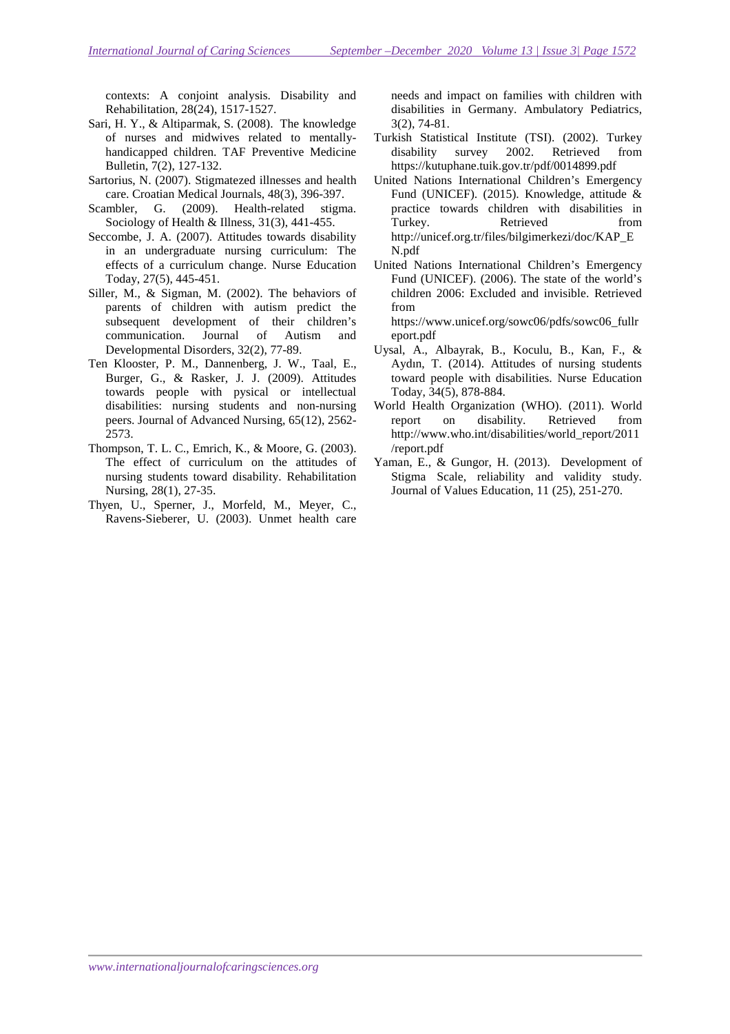contexts: A conjoint analysis. Disability and Rehabilitation, 28(24), 1517-1527.

Sari, H. Y., & Altiparmak, S. (2008). The knowledge of nurses and midwives related to mentally-handicapped children. TAF Preventive Medicine Bulletin, 7(2), 127-132.

Sartorius, N. (2007). Stigmatezed illnesses and health care. Croatian Medical Journals, 48(3), 396-397.

Scambler, G. (2009). Health-related stigma. Sociology of Health & Illness, 31(3), 441-455.

Seccombe, J. A. (2007). Attitudes towards disability in an undergraduate nursing curriculum: The effects of a curriculum change. Nurse Education Today, 27(5), 445-451.

Siller, M., & Sigman, M. (2002). The behaviors of parents of children with autism predict the subsequent development of their children's communication. Journal of Autism and Developmental Disorders, 32(2), 77-89.

Ten Klooster, P. M., Dannenberg, J. W., Taal, E., Burger, G., & Rasker, J. J. (2009). Attitudes towards people with pysical or intellectual disabilities: nursing students and non-nursing peers. Journal of Advanced Nursing, 65(12), 2562-2573.

Thompson, T. L. C., Emrich, K., & Moore, G. (2003). The effect of curriculum on the attitudes of nursing students toward disability. Rehabilitation Nursing, 28(1), 27-35.

Thyen, U., Sperner, J., Morfeld, M., Meyer, C., Ravens-Sieberer, U. (2003). Unmet health care needs and impact on families with children with disabilities in Germany. Ambulatory Pediatrics, 3(2), 74-81.

Turkish Statistical Institute (TSI). (2002). Turkey disability survey 2002. Retrieved from https://kutuphane.tuik.gov.tr/pdf/0014899.pdf

United Nations International Children's Emergency Fund (UNICEF). (2015). Knowledge, attitude & practice towards children with disabilities in Turkey. Retrieved from http://unicef.org.tr/files/bilgimerkezi/doc/KAP_EN.pdf

United Nations International Children's Emergency Fund (UNICEF). (2006). The state of the world's children 2006: Excluded and invisible. Retrieved from https://www.unicef.org/sowc06/pdfs/sowc06_fullreport.pdf

Uysal, A., Albayrak, B., Koculu, B., Kan, F., & Aydın, T. (2014). Attitudes of nursing students toward people with disabilities. Nurse Education Today, 34(5), 878-884.

World Health Organization (WHO). (2011). World report on disability. Retrieved from http://www.who.int/disabilities/world_report/2011/report.pdf

Yaman, E., & Gungor, H. (2013). Development of Stigma Scale, reliability and validity study. Journal of Values Education, 11 (25), 251-270.